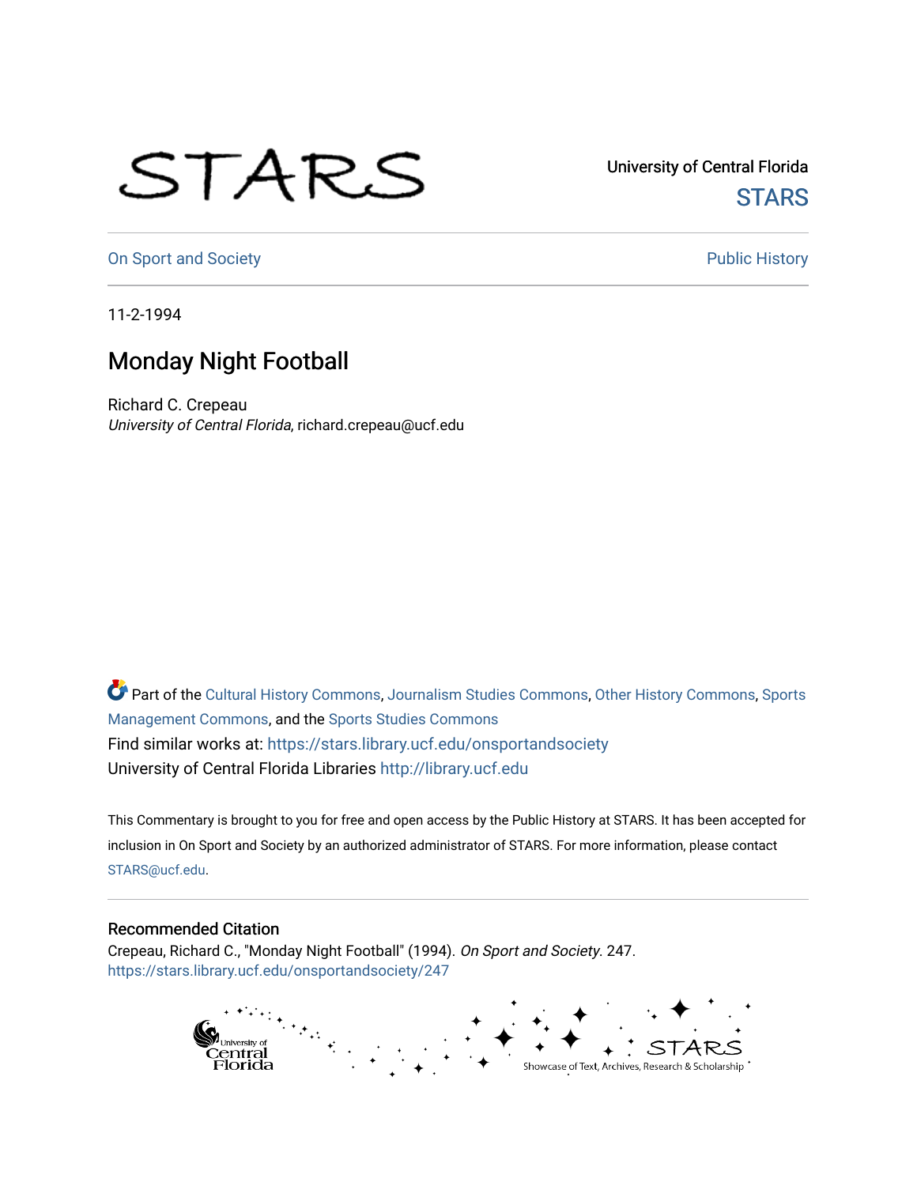University of Central Florida

STARS

On Sport and Society

Public History

11-2-1994

# Monday Night Football

Richard C. Crepeau
*University of Central Florida*, richard.crepeau@ucf.edu

Part of the Cultural History Commons, Journalism Studies Commons, Other History Commons, Sports Management Commons, and the Sports Studies Commons

Find similar works at: https://stars.library.ucf.edu/onsportandsociety

University of Central Florida Libraries http://library.ucf.edu

This Commentary is brought to you for free and open access by the Public History at STARS. It has been accepted for inclusion in On Sport and Society by an authorized administrator of STARS. For more information, please contact STARS@ucf.edu.

## Recommended Citation

Crepeau, Richard C., "Monday Night Football" (1994). *On Sport and Society*. 247.
https://stars.library.ucf.edu/onsportandsociety/247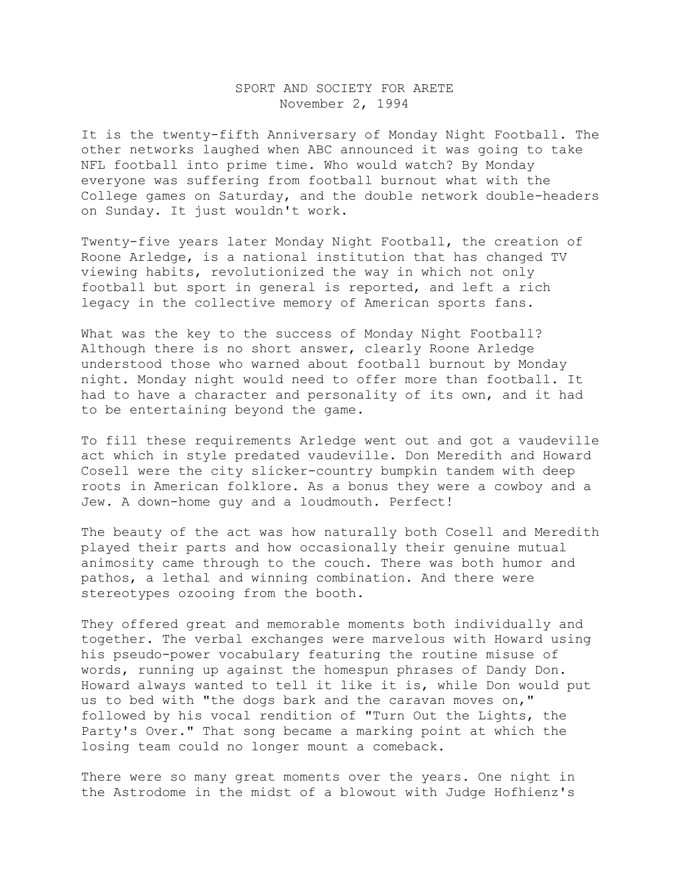# SPORT AND SOCIETY FOR ARETE
November 2, 1994

It is the twenty-fifth Anniversary of Monday Night Football. The other networks laughed when ABC announced it was going to take NFL football into prime time. Who would watch? By Monday everyone was suffering from football burnout what with the College games on Saturday, and the double network double-headers on Sunday. It just wouldn't work.

Twenty-five years later Monday Night Football, the creation of Roone Arledge, is a national institution that has changed TV viewing habits, revolutionized the way in which not only football but sport in general is reported, and left a rich legacy in the collective memory of American sports fans.

What was the key to the success of Monday Night Football? Although there is no short answer, clearly Roone Arledge understood those who warned about football burnout by Monday night. Monday night would need to offer more than football. It had to have a character and personality of its own, and it had to be entertaining beyond the game.

To fill these requirements Arledge went out and got a vaudeville act which in style predated vaudeville. Don Meredith and Howard Cosell were the city slicker-country bumpkin tandem with deep roots in American folklore. As a bonus they were a cowboy and a Jew. A down-home guy and a loudmouth. Perfect!

The beauty of the act was how naturally both Cosell and Meredith played their parts and how occasionally their genuine mutual animosity came through to the couch. There was both humor and pathos, a lethal and winning combination. And there were stereotypes ozooing from the booth.

They offered great and memorable moments both individually and together. The verbal exchanges were marvelous with Howard using his pseudo-power vocabulary featuring the routine misuse of words, running up against the homespun phrases of Dandy Don. Howard always wanted to tell it like it is, while Don would put us to bed with "the dogs bark and the caravan moves on," followed by his vocal rendition of "Turn Out the Lights, the Party's Over." That song became a marking point at which the losing team could no longer mount a comeback.

There were so many great moments over the years. One night in the Astrodome in the midst of a blowout with Judge Hofhienz's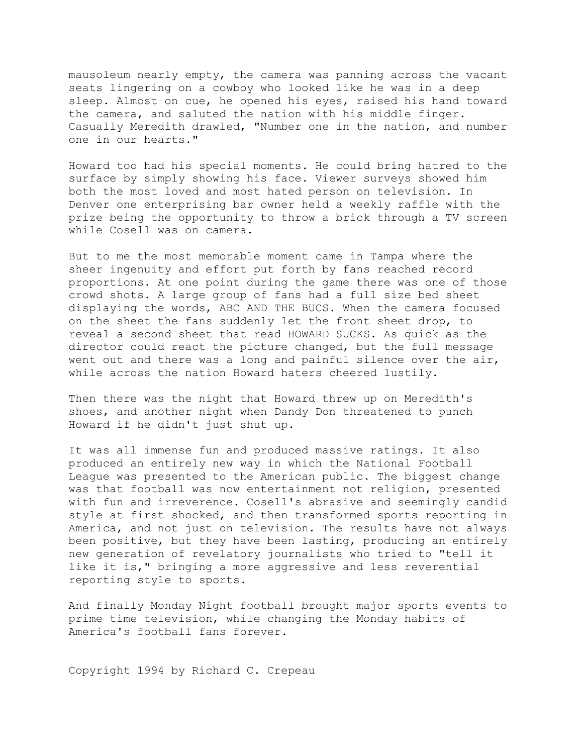mausoleum nearly empty, the camera was panning across the vacant seats lingering on a cowboy who looked like he was in a deep sleep. Almost on cue, he opened his eyes, raised his hand toward the camera, and saluted the nation with his middle finger. Casually Meredith drawled, "Number one in the nation, and number one in our hearts."

Howard too had his special moments. He could bring hatred to the surface by simply showing his face. Viewer surveys showed him both the most loved and most hated person on television. In Denver one enterprising bar owner held a weekly raffle with the prize being the opportunity to throw a brick through a TV screen while Cosell was on camera.

But to me the most memorable moment came in Tampa where the sheer ingenuity and effort put forth by fans reached record proportions. At one point during the game there was one of those crowd shots. A large group of fans had a full size bed sheet displaying the words, ABC AND THE BUCS. When the camera focused on the sheet the fans suddenly let the front sheet drop, to reveal a second sheet that read HOWARD SUCKS. As quick as the director could react the picture changed, but the full message went out and there was a long and painful silence over the air, while across the nation Howard haters cheered lustily.

Then there was the night that Howard threw up on Meredith's shoes, and another night when Dandy Don threatened to punch Howard if he didn't just shut up.

It was all immense fun and produced massive ratings. It also produced an entirely new way in which the National Football League was presented to the American public. The biggest change was that football was now entertainment not religion, presented with fun and irreverence. Cosell's abrasive and seemingly candid style at first shocked, and then transformed sports reporting in America, and not just on television. The results have not always been positive, but they have been lasting, producing an entirely new generation of revelatory journalists who tried to "tell it like it is," bringing a more aggressive and less reverential reporting style to sports.

And finally Monday Night football brought major sports events to prime time television, while changing the Monday habits of America's football fans forever.

Copyright 1994 by Richard C. Crepeau